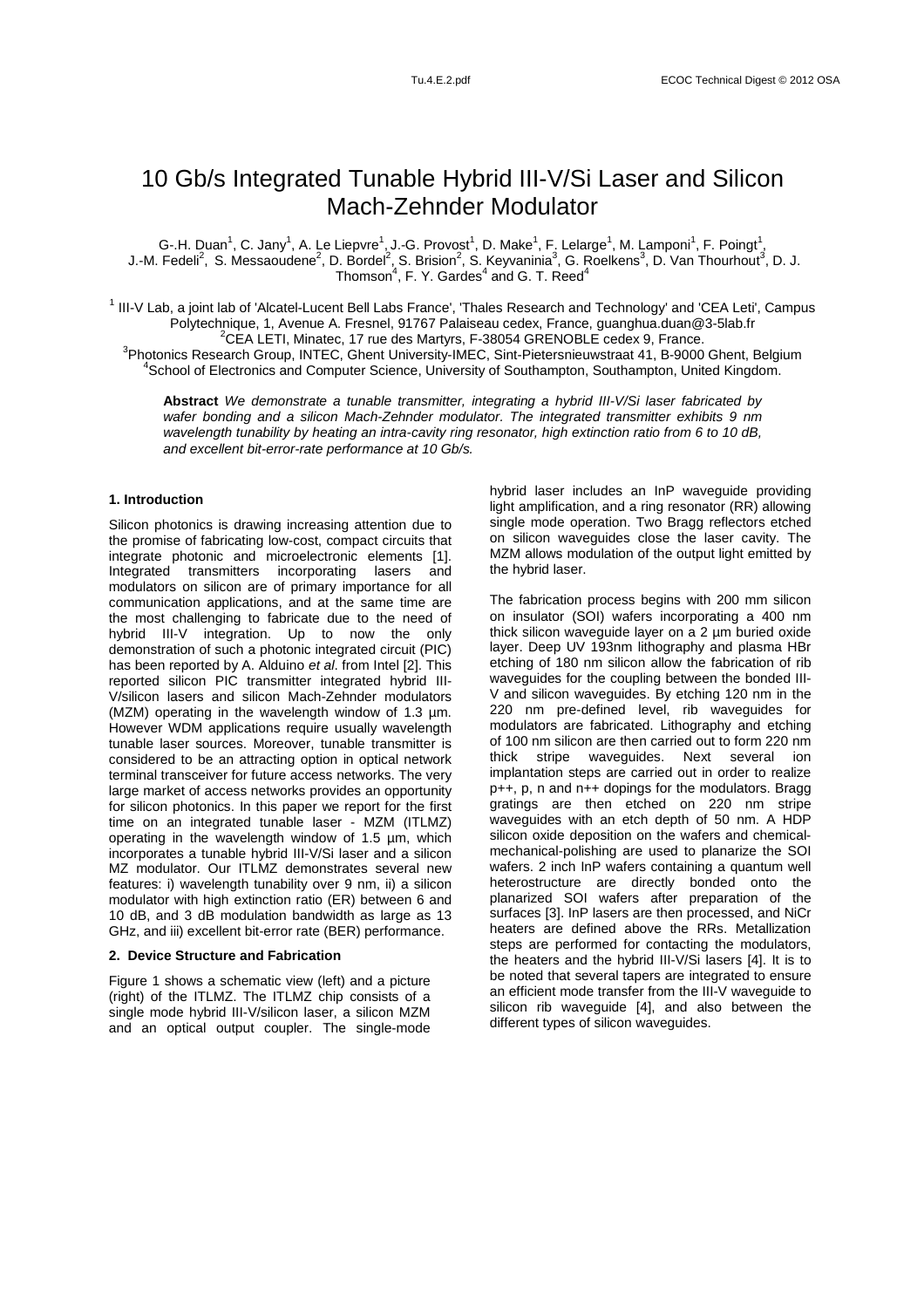# 10 Gb/s Integrated Tunable Hybrid III-V/Si Laser and Silicon Mach-Zehnder Modulator

G-.H. Duan[1], C. Jany[1], A. Le Liepvre[1], J.-G. Provost[1], D. Make[1], F. Lelarge[1], M. Lamponi[1], F. Poingt[1], J.-M. Fedeli[2], S. Messaoudene[2], D. Bordel[2], S. Brision[2], S. Keyvaninia[3], G. Roelkens[3], D. Van Thourhout[3], D. J. Thomson[4], F. Y. Gardes[4] and G. T. Reed[4]

[1] III-V Lab, a joint lab of 'Alcatel-Lucent Bell Labs France', 'Thales Research and Technology' and 'CEA Leti', Campus Polytechnique, 1, Avenue A. Fresnel, 91767 Palaiseau cedex, France, guanghua.duan@3-5lab.fr
[2] CEA LETI, Minatec, 17 rue des Martyrs, F-38054 GRENOBLE cedex 9, France.
[3] Photonics Research Group, INTEC, Ghent University-IMEC, Sint-Pietersnieuwstraat 41, B-9000 Ghent, Belgium
[4] School of Electronics and Computer Science, University of Southampton, Southampton, United Kingdom.

**Abstract** *We demonstrate a tunable transmitter, integrating a hybrid III-V/Si laser fabricated by wafer bonding and a silicon Mach-Zehnder modulator. The integrated transmitter exhibits 9 nm wavelength tunability by heating an intra-cavity ring resonator, high extinction ratio from 6 to 10 dB, and excellent bit-error-rate performance at 10 Gb/s.*

### 1. Introduction

Silicon photonics is drawing increasing attention due to the promise of fabricating low-cost, compact circuits that integrate photonic and microelectronic elements [1]. Integrated transmitters incorporating lasers and modulators on silicon are of primary importance for all communication applications, and at the same time are the most challenging to fabricate due to the need of hybrid III-V integration. Up to now the only demonstration of such a photonic integrated circuit (PIC) has been reported by A. Alduino *et al*. from Intel [2]. This reported silicon PIC transmitter integrated hybrid III-V/silicon lasers and silicon Mach-Zehnder modulators (MZM) operating in the wavelength window of 1.3 µm. However WDM applications require usually wavelength tunable laser sources. Moreover, tunable transmitter is considered to be an attracting option in optical network terminal transceiver for future access networks. The very large market of access networks provides an opportunity for silicon photonics. In this paper we report for the first time on an integrated tunable laser - MZM (ITLMZ) operating in the wavelength window of 1.5 µm, which incorporates a tunable hybrid III-V/Si laser and a silicon MZ modulator. Our ITLMZ demonstrates several new features: i) wavelength tunability over 9 nm, ii) a silicon modulator with high extinction ratio (ER) between 6 and 10 dB, and 3 dB modulation bandwidth as large as 13 GHz, and iii) excellent bit-error rate (BER) performance.

### 2. Device Structure and Fabrication

Figure 1 shows a schematic view (left) and a picture (right) of the ITLMZ. The ITLMZ chip consists of a single mode hybrid III-V/silicon laser, a silicon MZM and an optical output coupler. The single-mode hybrid laser includes an InP waveguide providing light amplification, and a ring resonator (RR) allowing single mode operation. Two Bragg reflectors etched on silicon waveguides close the laser cavity. The MZM allows modulation of the output light emitted by the hybrid laser.

The fabrication process begins with 200 mm silicon on insulator (SOI) wafers incorporating a 400 nm thick silicon waveguide layer on a 2 µm buried oxide layer. Deep UV 193nm lithography and plasma HBr etching of 180 nm silicon allow the fabrication of rib waveguides for the coupling between the bonded III-V and silicon waveguides. By etching 120 nm in the 220 nm pre-defined level, rib waveguides for modulators are fabricated. Lithography and etching of 100 nm silicon are then carried out to form 220 nm thick stripe waveguides. Next several ion implantation steps are carried out in order to realize p++, p, n and n++ dopings for the modulators. Bragg gratings are then etched on 220 nm stripe waveguides with an etch depth of 50 nm. A HDP silicon oxide deposition on the wafers and chemical-mechanical-polishing are used to planarize the SOI wafers. 2 inch InP wafers containing a quantum well heterostructure are directly bonded onto the planarized SOI wafers after preparation of the surfaces [3]. InP lasers are then processed, and NiCr heaters are defined above the RRs. Metallization steps are performed for contacting the modulators, the heaters and the hybrid III-V/Si lasers [4]. It is to be noted that several tapers are integrated to ensure an efficient mode transfer from the III-V waveguide to silicon rib waveguide [4], and also between the different types of silicon waveguides.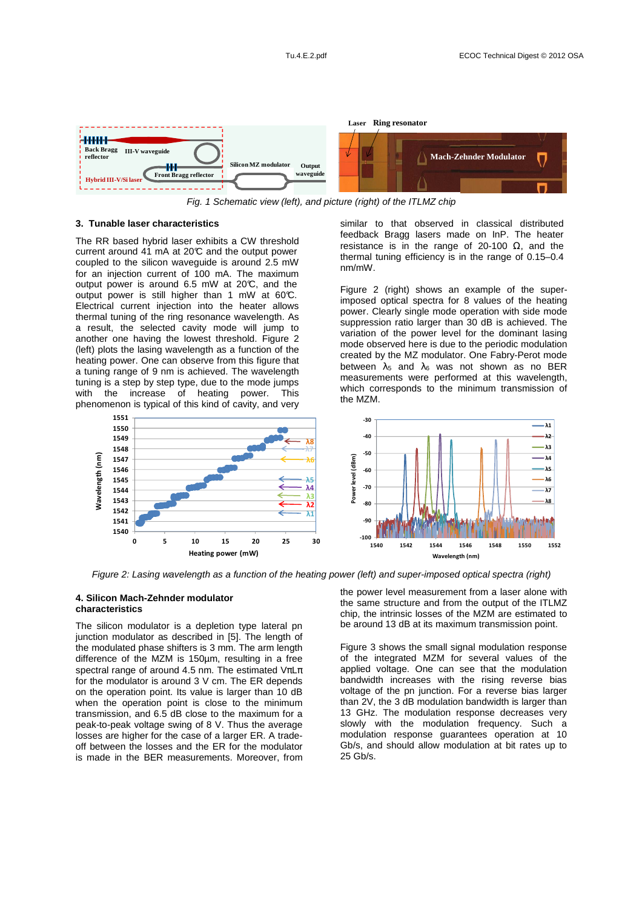*Fig. 1 Schematic view (left), and picture (right) of the ITLMZ chip*

### 3. Tunable laser characteristics

The RR based hybrid laser exhibits a CW threshold current around 41 mA at 20°C and the output power coupled to the silicon waveguide is around 2.5 mW for an injection current of 100 mA. The maximum output power is around 6.5 mW at 20°C, and the output power is still higher than 1 mW at 60°C. Electrical current injection into the heater allows thermal tuning of the ring resonance wavelength. As a result, the selected cavity mode will jump to another one having the lowest threshold. Figure 2 (left) plots the lasing wavelength as a function of the heating power. One can observe from this figure that a tuning range of 9 nm is achieved. The wavelength tuning is a step by step type, due to the mode jumps with the increase of heating power. This phenomenon is typical of this kind of cavity, and very similar to that observed in classical distributed feedback Bragg lasers made on InP. The heater resistance is in the range of 20-100 Ω, and the thermal tuning efficiency is in the range of 0.15–0.4 nm/mW.

Figure 2 (right) shows an example of the super-imposed optical spectra for 8 values of the heating power. Clearly single mode operation with side mode suppression ratio larger than 30 dB is achieved. The variation of the power level for the dominant lasing mode observed here is due to the periodic modulation created by the MZ modulator. One Fabry-Perot mode between $\lambda_5$ and $\lambda_6$ was not shown as no BER measurements were performed at this wavelength, which corresponds to the minimum transmission of the MZM.

*Figure 2: Lasing wavelength as a function of the heating power (left) and super-imposed optical spectra (right)*

### 4. Silicon Mach-Zehnder modulator characteristics

The silicon modulator is a depletion type lateral pn junction modulator as described in [5]. The length of the modulated phase shifters is 3 mm. The arm length difference of the MZM is 150µm, resulting in a free spectral range of around 4.5 nm. The estimated $V_\pi L_\pi$ for the modulator is around 3 V cm. The ER depends on the operation point. Its value is larger than 10 dB when the operation point is close to the minimum transmission, and 6.5 dB close to the maximum for a peak-to-peak voltage swing of 8 V. Thus the average losses are higher for the case of a larger ER. A trade-off between the losses and the ER for the modulator is made in the BER measurements. Moreover, from the power level measurement from a laser alone with the same structure and from the output of the ITLMZ chip, the intrinsic losses of the MZM are estimated to be around 13 dB at its maximum transmission point.

Figure 3 shows the small signal modulation response of the integrated MZM for several values of the applied voltage. One can see that the modulation bandwidth increases with the rising reverse bias voltage of the pn junction. For a reverse bias larger than 2V, the 3 dB modulation bandwidth is larger than 13 GHz. The modulation response decreases very slowly with the modulation frequency. Such a modulation response guarantees operation at 10 Gb/s, and should allow modulation at bit rates up to 25 Gb/s.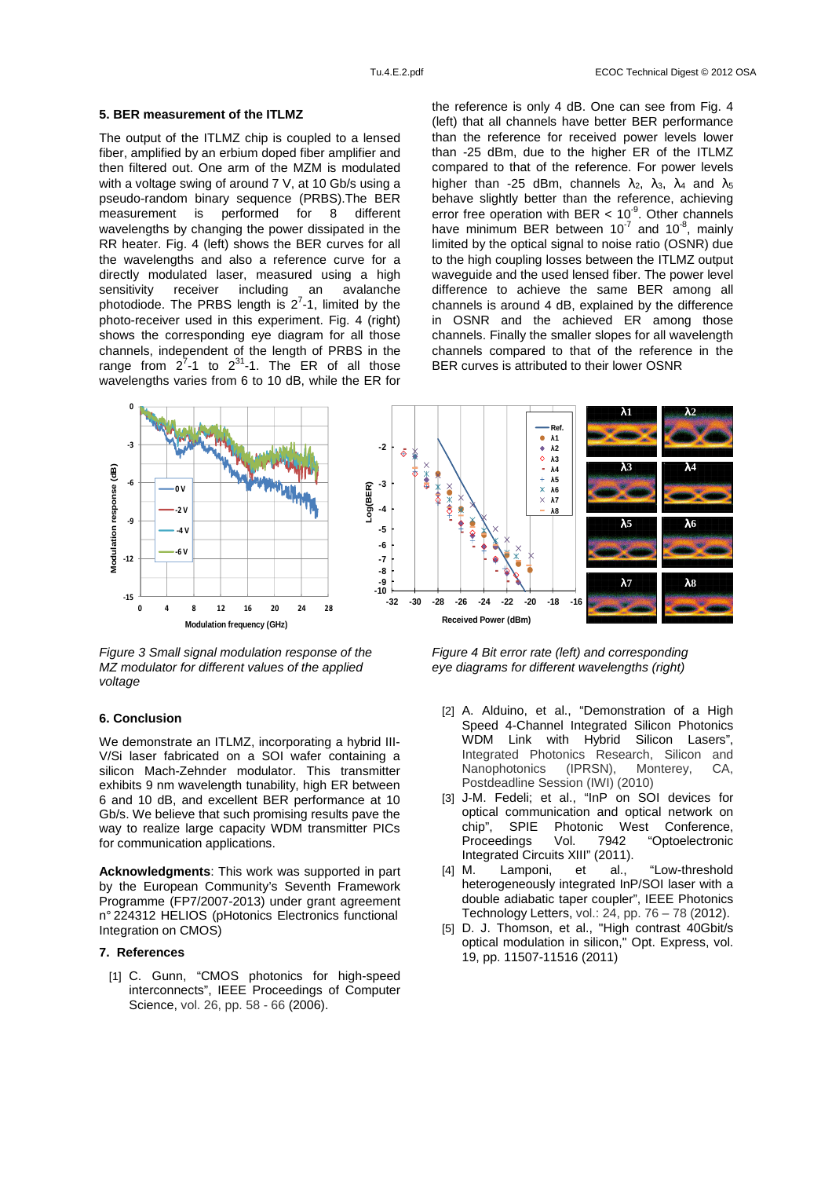## 5. BER measurement of the ITLMZ

The output of the ITLMZ chip is coupled to a lensed fiber, amplified by an erbium doped fiber amplifier and then filtered out. One arm of the MZM is modulated with a voltage swing of around 7 V, at 10 Gb/s using a pseudo-random binary sequence (PRBS).The BER measurement is performed for 8 different wavelengths by changing the power dissipated in the RR heater. Fig. 4 (left) shows the BER curves for all the wavelengths and also a reference curve for a directly modulated laser, measured using a high sensitivity receiver including an avalanche photodiode. The PRBS length is $2^7$-1, limited by the photo-receiver used in this experiment. Fig. 4 (right) shows the corresponding eye diagram for all those channels, independent of the length of PRBS in the range from $2^7$-1 to $2^{31}$-1. The ER of all those wavelengths varies from 6 to 10 dB, while the ER for the reference is only 4 dB. One can see from Fig. 4 (left) that all channels have better BER performance than the reference for received power levels lower than -25 dBm, due to the higher ER of the ITLMZ compared to that of the reference. For power levels higher than -25 dBm, channels $\lambda_2$, $\lambda_3$, $\lambda_4$ and $\lambda_5$ behave slightly better than the reference, achieving error free operation with BER < $10^{-9}$. Other channels have minimum BER between $10^{-7}$ and $10^{-8}$, mainly limited by the optical signal to noise ratio (OSNR) due to the high coupling losses between the ITLMZ output waveguide and the used lensed fiber. The power level difference to achieve the same BER among all channels is around 4 dB, explained by the difference in OSNR and the achieved ER among those channels. Finally the smaller slopes for all wavelength channels compared to that of the reference in the BER curves is attributed to their lower OSNR

0
-3
-6
-9
-12
-15
Modulation response (dB)
0 V
-2 V
-4 V
-6 V
0 4 8 12 16 20 24 28
Modulation frequency (GHz)

*Figure 3 Small signal modulation response of the MZ modulator for different values of the applied voltage*

-2
-3
-4
-5
-6
-7
-8
-9
-10
Log(BER)
-32 -30 -28 -26 -24 -22 -20 -18 -16
Received Power (dBm)
Ref.
λ1
λ2
λ3
λ4
λ5
λ6
λ7
λ8

λ1 λ2 λ3 λ4 λ5 λ6 λ7 λ8

*Figure 4 Bit error rate (left) and corresponding eye diagrams for different wavelengths (right)*

## 6. Conclusion

We demonstrate an ITLMZ, incorporating a hybrid III-V/Si laser fabricated on a SOI wafer containing a silicon Mach-Zehnder modulator. This transmitter exhibits 9 nm wavelength tunability, high ER between 6 and 10 dB, and excellent BER performance at 10 Gb/s. We believe that such promising results pave the way to realize large capacity WDM transmitter PICs for communication applications.

**Acknowledgments**: This work was supported in part by the European Community's Seventh Framework Programme (FP7/2007-2013) under grant agreement n° 224312 HELIOS (pHotonics Electronics functional Integration on CMOS)

## 7. References

[1] C. Gunn, "CMOS photonics for high-speed interconnects", IEEE Proceedings of Computer Science, vol. 26, pp. 58 - 66 (2006).

[2] A. Alduino, et al., "Demonstration of a High Speed 4-Channel Integrated Silicon Photonics WDM Link with Hybrid Silicon Lasers", Integrated Photonics Research, Silicon and Nanophotonics (IPRSN), Monterey, CA, Postdeadline Session (IWI) (2010)

[3] J-M. Fedeli; et al., "InP on SOI devices for optical communication and optical network on chip", SPIE Photonic West Conference, Proceedings Vol. 7942 "Optoelectronic Integrated Circuits XIII" (2011).

[4] M. Lamponi, et al., "Low-threshold heterogeneously integrated InP/SOI laser with a double adiabatic taper coupler", IEEE Photonics Technology Letters, vol.: 24, pp. 76 – 78 (2012).

[5] D. J. Thomson, et al., "High contrast 40Gbit/s optical modulation in silicon," Opt. Express, vol. 19, pp. 11507-11516 (2011)